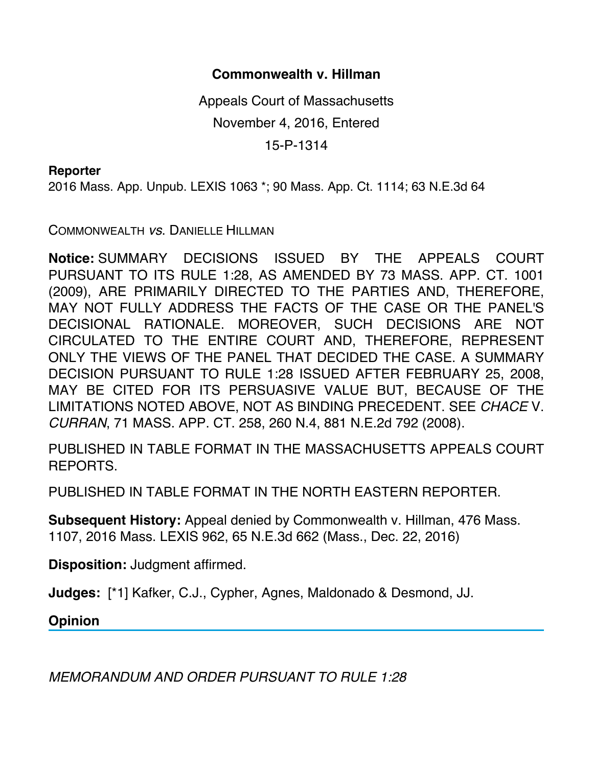# Commonwealth v. Hillman

Appeals Court of Massachusetts

November 4, 2016, Entered

15-P-1314

**Reporter**

2016 Mass. App. Unpub. LEXIS 1063 *; 90 Mass. App. Ct. 1114; 63 N.E.3d 64

COMMONWEALTH *vs.* DANIELLE HILLMAN

**Notice:** SUMMARY DECISIONS ISSUED BY THE APPEALS COURT PURSUANT TO ITS RULE 1:28, AS AMENDED BY 73 MASS. APP. CT. 1001 (2009), ARE PRIMARILY DIRECTED TO THE PARTIES AND, THEREFORE, MAY NOT FULLY ADDRESS THE FACTS OF THE CASE OR THE PANEL'S DECISIONAL RATIONALE. MOREOVER, SUCH DECISIONS ARE NOT CIRCULATED TO THE ENTIRE COURT AND, THEREFORE, REPRESENT ONLY THE VIEWS OF THE PANEL THAT DECIDED THE CASE. A SUMMARY DECISION PURSUANT TO RULE 1:28 ISSUED AFTER FEBRUARY 25, 2008, MAY BE CITED FOR ITS PERSUASIVE VALUE BUT, BECAUSE OF THE LIMITATIONS NOTED ABOVE, NOT AS BINDING PRECEDENT. SEE *CHACE* V. *CURRAN*, 71 MASS. APP. CT. 258, 260 N.4, 881 N.E.2d 792 (2008).

PUBLISHED IN TABLE FORMAT IN THE MASSACHUSETTS APPEALS COURT REPORTS.

PUBLISHED IN TABLE FORMAT IN THE NORTH EASTERN REPORTER.

**Subsequent History:** Appeal denied by Commonwealth v. Hillman, 476 Mass. 1107, 2016 Mass. LEXIS 962, 65 N.E.3d 662 (Mass., Dec. 22, 2016)

**Disposition:** Judgment affirmed.

**Judges:** [*1] Kafker, C.J., Cypher, Agnes, Maldonado & Desmond, JJ.

## Opinion

*MEMORANDUM AND ORDER PURSUANT TO RULE 1:28*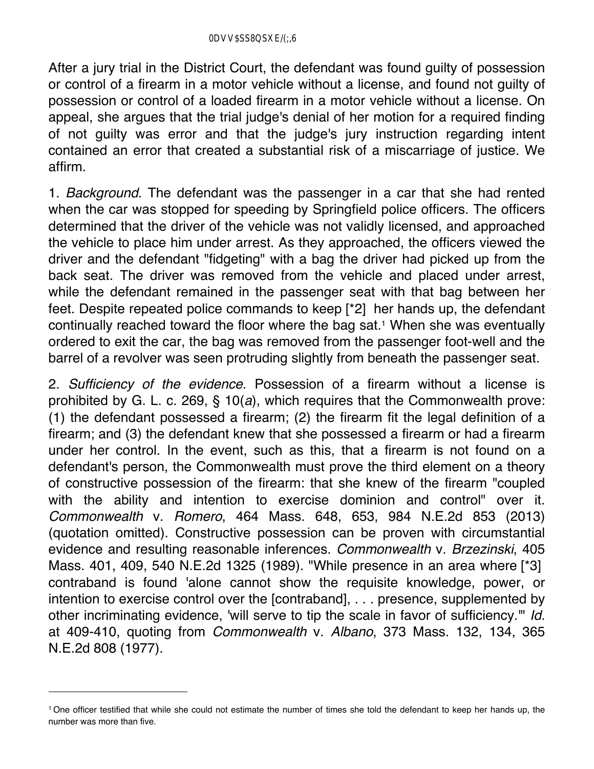After a jury trial in the District Court, the defendant was found guilty of possession or control of a firearm in a motor vehicle without a license, and found not guilty of possession or control of a loaded firearm in a motor vehicle without a license. On appeal, she argues that the trial judge's denial of her motion for a required finding of not guilty was error and that the judge's jury instruction regarding intent contained an error that created a substantial risk of a miscarriage of justice. We affirm.

1. *Background*. The defendant was the passenger in a car that she had rented when the car was stopped for speeding by Springfield police officers. The officers determined that the driver of the vehicle was not validly licensed, and approached the vehicle to place him under arrest. As they approached, the officers viewed the driver and the defendant "fidgeting" with a bag the driver had picked up from the back seat. The driver was removed from the vehicle and placed under arrest, while the defendant remained in the passenger seat with that bag between her feet. Despite repeated police commands to keep [*2] her hands up, the defendant continually reached toward the floor where the bag sat.[1] When she was eventually ordered to exit the car, the bag was removed from the passenger foot-well and the barrel of a revolver was seen protruding slightly from beneath the passenger seat.

2. *Sufficiency of the evidence*. Possession of a firearm without a license is prohibited by G. L. c. 269, § 10(*a*), which requires that the Commonwealth prove: (1) the defendant possessed a firearm; (2) the firearm fit the legal definition of a firearm; and (3) the defendant knew that she possessed a firearm or had a firearm under her control. In the event, such as this, that a firearm is not found on a defendant's person, the Commonwealth must prove the third element on a theory of constructive possession of the firearm: that she knew of the firearm "coupled with the ability and intention to exercise dominion and control" over it. *Commonwealth* v. *Romero*, 464 Mass. 648, 653, 984 N.E.2d 853 (2013) (quotation omitted). Constructive possession can be proven with circumstantial evidence and resulting reasonable inferences. *Commonwealth* v. *Brzezinski*, 405 Mass. 401, 409, 540 N.E.2d 1325 (1989). "While presence in an area where [*3] contraband is found 'alone cannot show the requisite knowledge, power, or intention to exercise control over the [contraband], . . . presence, supplemented by other incriminating evidence, 'will serve to tip the scale in favor of sufficiency.'" *Id.* at 409-410, quoting from *Commonwealth* v. *Albano*, 373 Mass. 132, 134, 365 N.E.2d 808 (1977).

---

[1] One officer testified that while she could not estimate the number of times she told the defendant to keep her hands up, the number was more than five.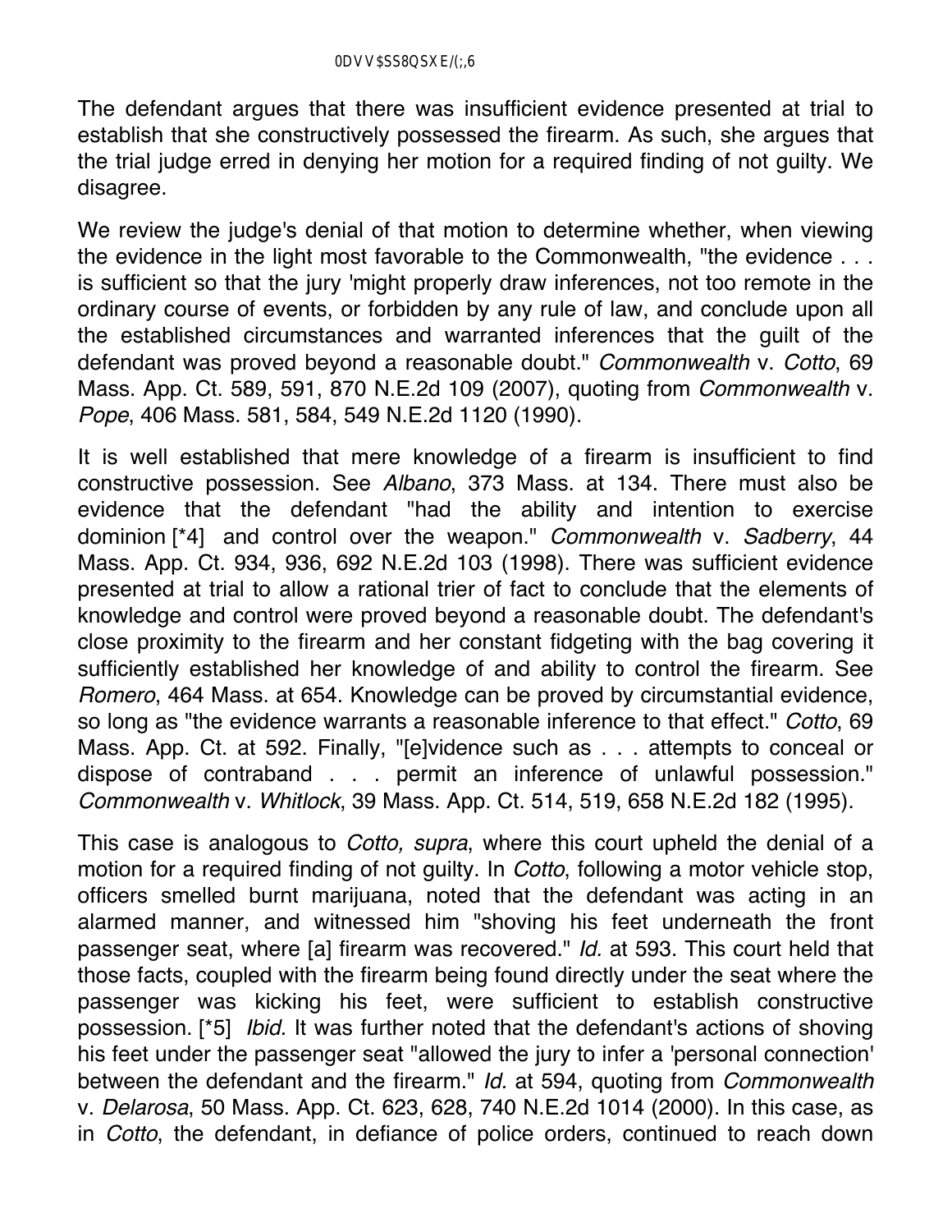The defendant argues that there was insufficient evidence presented at trial to establish that she constructively possessed the firearm. As such, she argues that the trial judge erred in denying her motion for a required finding of not guilty. We disagree.

We review the judge's denial of that motion to determine whether, when viewing the evidence in the light most favorable to the Commonwealth, "the evidence . . . is sufficient so that the jury 'might properly draw inferences, not too remote in the ordinary course of events, or forbidden by any rule of law, and conclude upon all the established circumstances and warranted inferences that the guilt of the defendant was proved beyond a reasonable doubt." *Commonwealth* v. *Cotto*, 69 Mass. App. Ct. 589, 591, 870 N.E.2d 109 (2007), quoting from *Commonwealth* v. *Pope*, 406 Mass. 581, 584, 549 N.E.2d 1120 (1990).

It is well established that mere knowledge of a firearm is insufficient to find constructive possession. See *Albano*, 373 Mass. at 134. There must also be evidence that the defendant "had the ability and intention to exercise dominion [*4] and control over the weapon." *Commonwealth* v. *Sadberry*, 44 Mass. App. Ct. 934, 936, 692 N.E.2d 103 (1998). There was sufficient evidence presented at trial to allow a rational trier of fact to conclude that the elements of knowledge and control were proved beyond a reasonable doubt. The defendant's close proximity to the firearm and her constant fidgeting with the bag covering it sufficiently established her knowledge of and ability to control the firearm. See *Romero*, 464 Mass. at 654. Knowledge can be proved by circumstantial evidence, so long as "the evidence warrants a reasonable inference to that effect." *Cotto*, 69 Mass. App. Ct. at 592. Finally, "[e]vidence such as . . . attempts to conceal or dispose of contraband . . . permit an inference of unlawful possession." *Commonwealth* v. *Whitlock*, 39 Mass. App. Ct. 514, 519, 658 N.E.2d 182 (1995).

This case is analogous to *Cotto, supra*, where this court upheld the denial of a motion for a required finding of not guilty. In *Cotto*, following a motor vehicle stop, officers smelled burnt marijuana, noted that the defendant was acting in an alarmed manner, and witnessed him "shoving his feet underneath the front passenger seat, where [a] firearm was recovered." *Id.* at 593. This court held that those facts, coupled with the firearm being found directly under the seat where the passenger was kicking his feet, were sufficient to establish constructive possession. [*5] *Ibid.* It was further noted that the defendant's actions of shoving his feet under the passenger seat "allowed the jury to infer a 'personal connection' between the defendant and the firearm." *Id.* at 594, quoting from *Commonwealth* v. *Delarosa*, 50 Mass. App. Ct. 623, 628, 740 N.E.2d 1014 (2000). In this case, as in *Cotto*, the defendant, in defiance of police orders, continued to reach down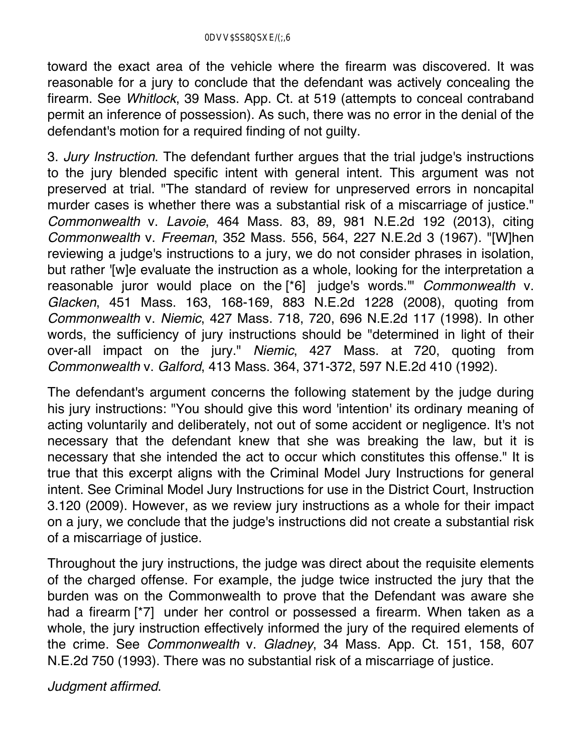toward the exact area of the vehicle where the firearm was discovered. It was reasonable for a jury to conclude that the defendant was actively concealing the firearm. See *Whitlock*, 39 Mass. App. Ct. at 519 (attempts to conceal contraband permit an inference of possession). As such, there was no error in the denial of the defendant's motion for a required finding of not guilty.

3. *Jury Instruction*. The defendant further argues that the trial judge's instructions to the jury blended specific intent with general intent. This argument was not preserved at trial. "The standard of review for unpreserved errors in noncapital murder cases is whether there was a substantial risk of a miscarriage of justice." *Commonwealth* v. *Lavoie*, 464 Mass. 83, 89, 981 N.E.2d 192 (2013), citing *Commonwealth* v. *Freeman*, 352 Mass. 556, 564, 227 N.E.2d 3 (1967). "[W]hen reviewing a judge's instructions to a jury, we do not consider phrases in isolation, but rather '[w]e evaluate the instruction as a whole, looking for the interpretation a reasonable juror would place on the [*6] judge's words.'" *Commonwealth* v. *Glacken*, 451 Mass. 163, 168-169, 883 N.E.2d 1228 (2008), quoting from *Commonwealth* v. *Niemic*, 427 Mass. 718, 720, 696 N.E.2d 117 (1998). In other words, the sufficiency of jury instructions should be "determined in light of their over-all impact on the jury." *Niemic*, 427 Mass. at 720, quoting from *Commonwealth* v. *Galford*, 413 Mass. 364, 371-372, 597 N.E.2d 410 (1992).

The defendant's argument concerns the following statement by the judge during his jury instructions: "You should give this word 'intention' its ordinary meaning of acting voluntarily and deliberately, not out of some accident or negligence. It's not necessary that the defendant knew that she was breaking the law, but it is necessary that she intended the act to occur which constitutes this offense." It is true that this excerpt aligns with the Criminal Model Jury Instructions for general intent. See Criminal Model Jury Instructions for use in the District Court, Instruction 3.120 (2009). However, as we review jury instructions as a whole for their impact on a jury, we conclude that the judge's instructions did not create a substantial risk of a miscarriage of justice.

Throughout the jury instructions, the judge was direct about the requisite elements of the charged offense. For example, the judge twice instructed the jury that the burden was on the Commonwealth to prove that the Defendant was aware she had a firearm [*7] under her control or possessed a firearm. When taken as a whole, the jury instruction effectively informed the jury of the required elements of the crime. See *Commonwealth* v. *Gladney*, 34 Mass. App. Ct. 151, 158, 607 N.E.2d 750 (1993). There was no substantial risk of a miscarriage of justice.

*Judgment affirmed*.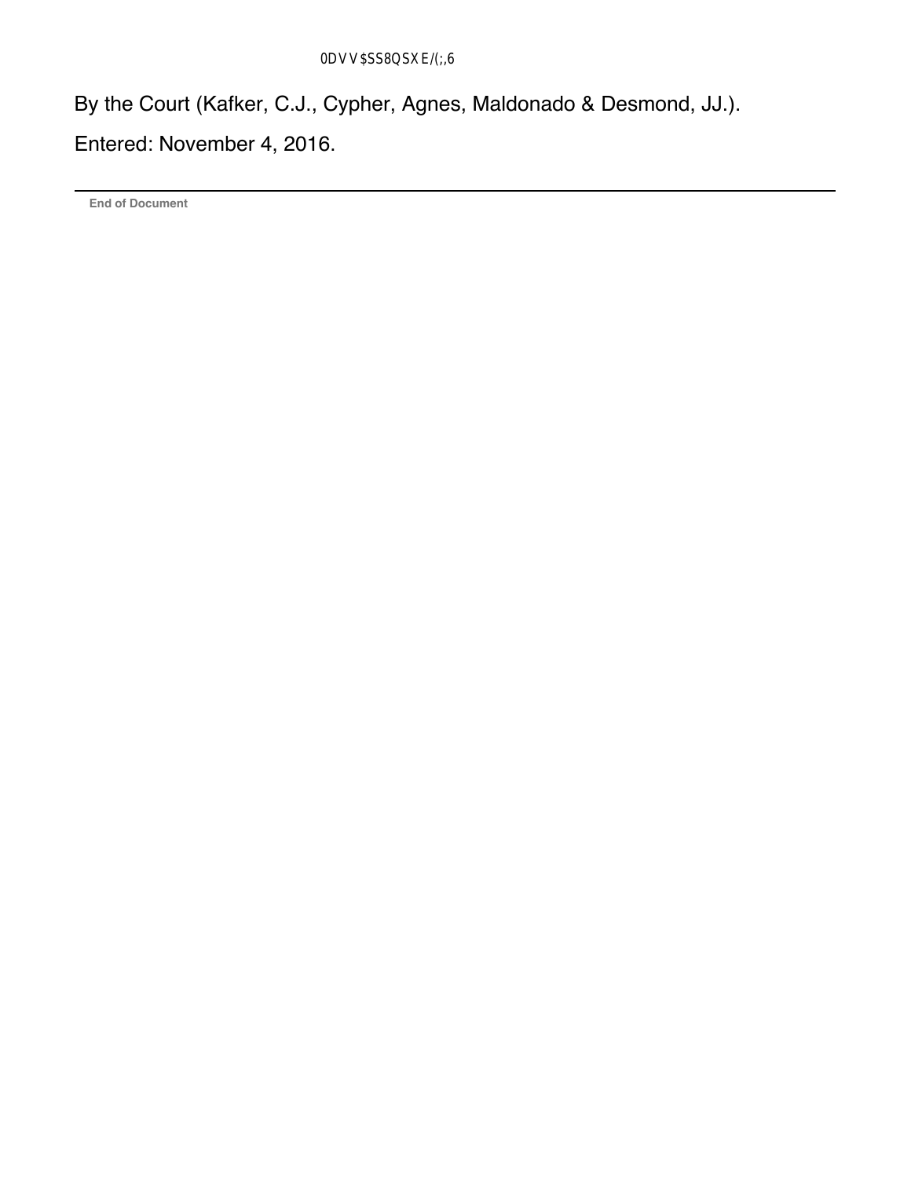By the Court (Kafker, C.J., Cypher, Agnes, Maldonado & Desmond, JJ.).

Entered: November 4, 2016.

---

End of Document